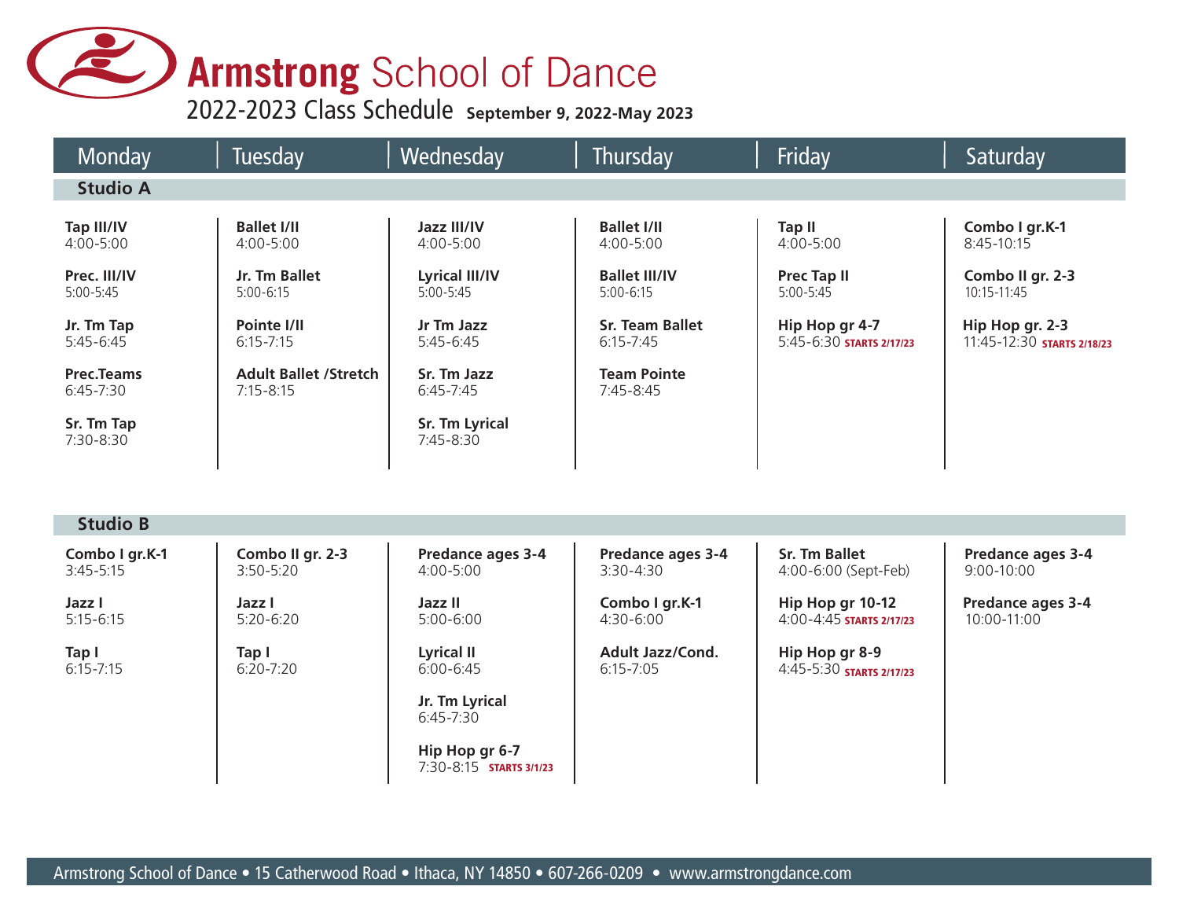# Armstrong School of Dance

## 2022-2023 Class Schedule **September 9, 2022-May 2023**

### Studio A

| Monday | Tuesday | Wednesday | Thursday | Friday | Saturday |
|---|---|---|---|---|---|
| **Tap III/IV** 4:00-5:00 | **Ballet I/II** 4:00-5:00 | **Jazz III/IV** 4:00-5:00 | **Ballet I/II** 4:00-5:00 | **Tap II** 4:00-5:00 | **Combo I gr.K-1** 8:45-10:15 |
| **Prec. III/IV** 5:00-5:45 | **Jr. Tm Ballet** 5:00-6:15 | **Lyrical III/IV** 5:00-5:45 | **Ballet III/IV** 5:00-6:15 | **Prec Tap II** 5:00-5:45 | **Combo II gr. 2-3** 10:15-11:45 |
| **Jr. Tm Tap** 5:45-6:45 | **Pointe I/II** 6:15-7:15 | **Jr Tm Jazz** 5:45-6:45 | **Sr. Team Ballet** 6:15-7:45 | **Hip Hop gr 4-7** 5:45-6:30 **STARTS 2/17/23** | **Hip Hop gr. 2-3** 11:45-12:30 **STARTS 2/18/23** |
| **Prec.Teams** 6:45-7:30 | **Adult Ballet /Stretch** 7:15-8:15 | **Sr. Tm Jazz** 6:45-7:45 | **Team Pointe** 7:45-8:45 | | |
| **Sr. Tm Tap** 7:30-8:30 | | **Sr. Tm Lyrical** 7:45-8:30 | | | |

### Studio B

| Monday | Tuesday | Wednesday | Thursday | Friday | Saturday |
|---|---|---|---|---|---|
| **Combo I gr.K-1** 3:45-5:15 | **Combo II gr. 2-3** 3:50-5:20 | **Predance ages 3-4** 4:00-5:00 | **Predance ages 3-4** 3:30-4:30 | **Sr. Tm Ballet** 4:00-6:00 (Sept-Feb) | **Predance ages 3-4** 9:00-10:00 |
| **Jazz I** 5:15-6:15 | **Jazz I** 5:20-6:20 | **Jazz II** 5:00-6:00 | **Combo I gr.K-1** 4:30-6:00 | **Hip Hop gr 10-12** 4:00-4:45 **STARTS 2/17/23** | **Predance ages 3-4** 10:00-11:00 |
| **Tap I** 6:15-7:15 | **Tap I** 6:20-7:20 | **Lyrical II** 6:00-6:45 | **Adult Jazz/Cond.** 6:15-7:05 | **Hip Hop gr 8-9** 4:45-5:30 **STARTS 2/17/23** | |
| | | **Jr. Tm Lyrical** 6:45-7:30 | | | |
| | | **Hip Hop gr 6-7** 7:30-8:15 **STARTS 3/1/23** | | | |

Armstrong School of Dance • 15 Catherwood Road • Ithaca, NY 14850 • 607-266-0209 • www.armstrongdance.com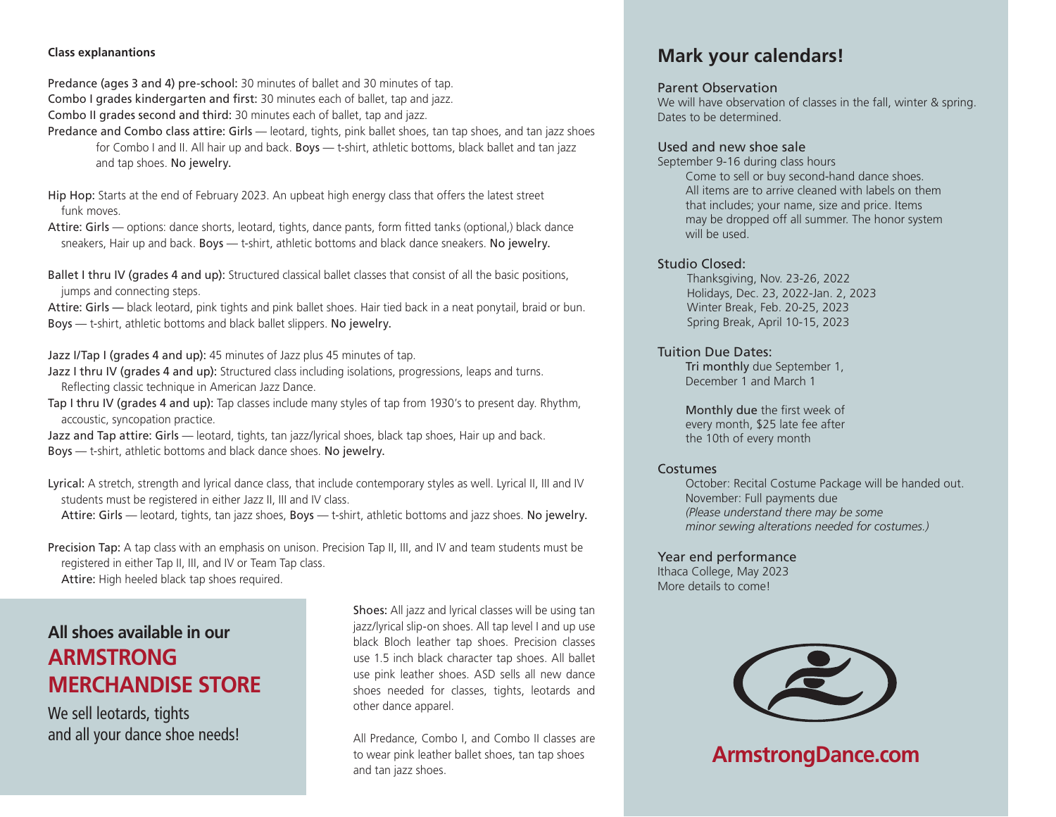**Class explanantions**

Predance (ages 3 and 4) pre-school: 30 minutes of ballet and 30 minutes of tap.
Combo I grades kindergarten and first: 30 minutes each of ballet, tap and jazz.
Combo II grades second and third: 30 minutes each of ballet, tap and jazz.
Predance and Combo class attire: Girls — leotard, tights, pink ballet shoes, tan tap shoes, and tan jazz shoes for Combo I and II. All hair up and back. Boys — t-shirt, athletic bottoms, black ballet and tan jazz and tap shoes. **No jewelry.**

Hip Hop: Starts at the end of February 2023. An upbeat high energy class that offers the latest street funk moves.
Attire: Girls — options: dance shorts, leotard, tights, dance pants, form fitted tanks (optional,) black dance sneakers, Hair up and back. Boys — t-shirt, athletic bottoms and black dance sneakers. **No jewelry.**

Ballet I thru IV (grades 4 and up): Structured classical ballet classes that consist of all the basic positions, jumps and connecting steps.
Attire: Girls — black leotard, pink tights and pink ballet shoes. Hair tied back in a neat ponytail, braid or bun.
Boys — t-shirt, athletic bottoms and black ballet slippers. **No jewelry.**

Jazz I/Tap I (grades 4 and up): 45 minutes of Jazz plus 45 minutes of tap.
Jazz I thru IV (grades 4 and up): Structured class including isolations, progressions, leaps and turns. Reflecting classic technique in American Jazz Dance.
Tap I thru IV (grades 4 and up): Tap classes include many styles of tap from 1930's to present day. Rhythm, accoustic, syncopation practice.
Jazz and Tap attire: Girls — leotard, tights, tan jazz/lyrical shoes, black tap shoes, Hair up and back.
Boys — t-shirt, athletic bottoms and black dance shoes. **No jewelry.**

Lyrical: A stretch, strength and lyrical dance class, that include contemporary styles as well. Lyrical II, III and IV students must be registered in either Jazz II, III and IV class.
Attire: Girls — leotard, tights, tan jazz shoes, Boys — t-shirt, athletic bottoms and jazz shoes. **No jewelry.**

Precision Tap: A tap class with an emphasis on unison. Precision Tap II, III, and IV and team students must be registered in either Tap II, III, and IV or Team Tap class.
Attire: High heeled black tap shoes required.

## All shoes available in our ARMSTRONG MERCHANDISE STORE

We sell leotards, tights and all your dance shoe needs!

Shoes: All jazz and lyrical classes will be using tan jazz/lyrical slip-on shoes. All tap level I and up use black Bloch leather tap shoes. Precision classes use 1.5 inch black character tap shoes. All ballet use pink leather shoes. ASD sells all new dance shoes needed for classes, tights, leotards and other dance apparel.

All Predance, Combo I, and Combo II classes are to wear pink leather ballet shoes, tan tap shoes and tan jazz shoes.

# Mark your calendars!

### Parent Observation

We will have observation of classes in the fall, winter & spring. Dates to be determined.

### Used and new shoe sale

September 9-16 during class hours

Come to sell or buy second-hand dance shoes. All items are to arrive cleaned with labels on them that includes; your name, size and price. Items may be dropped off all summer. The honor system will be used.

### Studio Closed:

Thanksgiving, Nov. 23-26, 2022
Holidays, Dec. 23, 2022-Jan. 2, 2023
Winter Break, Feb. 20-25, 2023
Spring Break, April 10-15, 2023

### Tuition Due Dates:

Tri monthly due September 1, December 1 and March 1

Monthly due the first week of every month, $25 late fee after the 10th of every month

### Costumes

October: Recital Costume Package will be handed out.
November: Full payments due
*(Please understand there may be some minor sewing alterations needed for costumes.)*

### Year end performance

Ithaca College, May 2023
More details to come!

**ArmstrongDance.com**